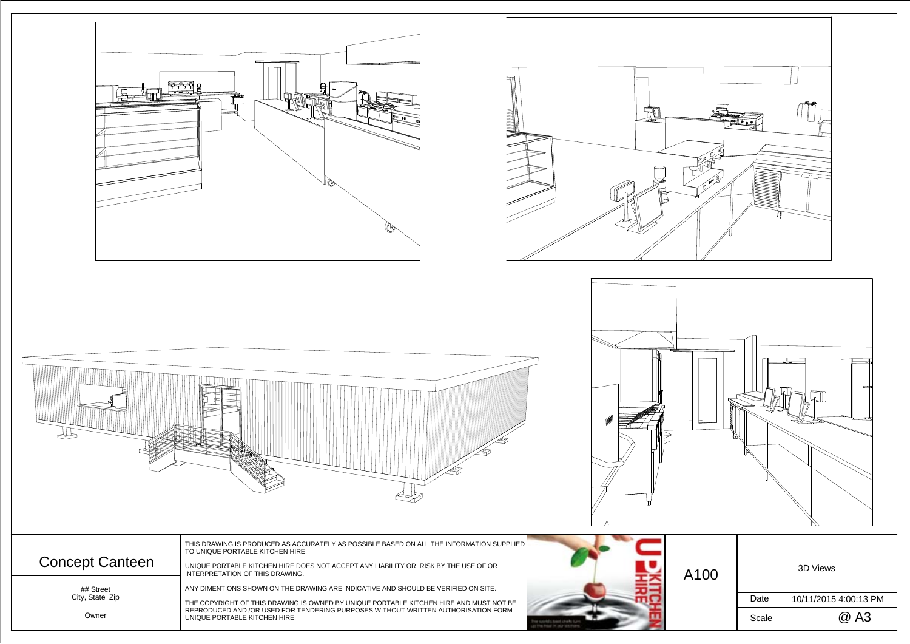# Concept Canteen

## Street
City, State Zip

Owner

THIS DRAWING IS PRODUCED AS ACCURATELY AS POSSIBLE BASED ON ALL THE INFORMATION SUPPLIED TO UNIQUE PORTABLE KITCHEN HIRE.

UNIQUE PORTABLE KITCHEN HIRE DOES NOT ACCEPT ANY LIABILITY OR RISK BY THE USE OF OR INTERPRETATION OF THIS DRAWING.

ANY DIMENTIONS SHOWN ON THE DRAWING ARE INDICATIVE AND SHOULD BE VERIFIED ON SITE.

THE COPYRIGHT OF THIS DRAWING IS OWNED BY UNIQUE PORTABLE KITCHEN HIRE AND MUST NOT BE REPRODUCED AND /OR USED FOR TENDERING PURPOSES WITHOUT WRITTEN AUTHORISATION FORM UNIQUE PORTABLE KITCHEN HIRE.

UPKITCHEN HIRE

A100

3D Views

| Date | 10/11/2015 4:00:13 PM |
|---|---|
| Scale | @ A3 |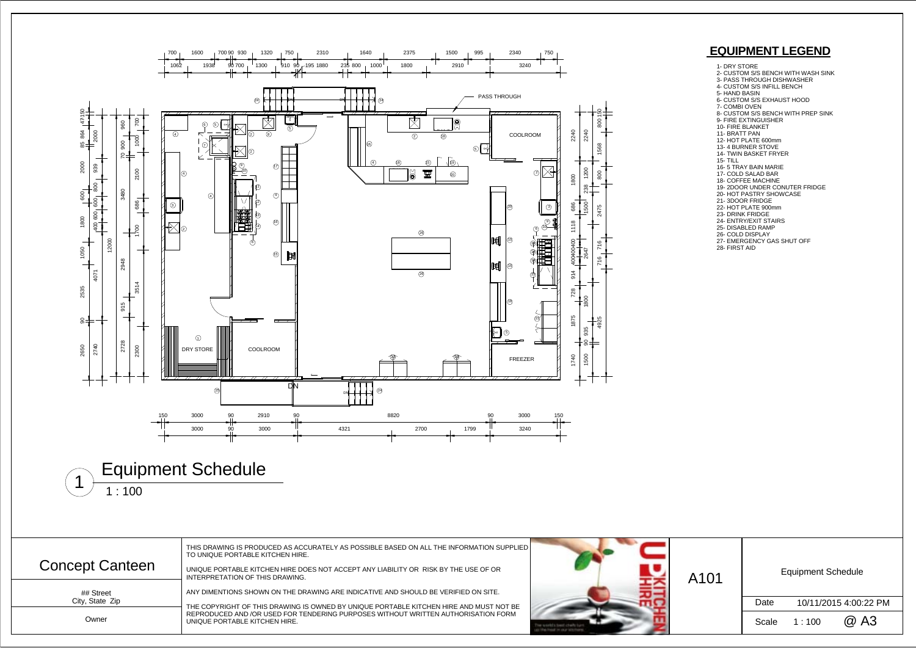## EQUIPMENT LEGEND

1- DRY STORE
2- CUSTOM S/S BENCH WITH WASH SINK
3- PASS THROUGH DISHWASHER
4- CUSTOM S/S INFILL BENCH
5- HAND BASIN
6- CUSTOM S/S EXHAUST HOOD
7- COMBI OVEN
8- CUSTOM S/S BENCH WITH PREP SINK
9- FIRE EXTINGUISHER
10- FIRE BLANKET
11- BRATT PAN
12- HOT PLATE 600mm
13- 4 BURNER STOVE
14- TWIN BASKET FRYER
15- TILL
16- 5 TRAY BAIN MARIE
17- COLD SALAD BAR
18- COFFEE MACHINE
19- 2DOOR UNDER CONUTER FRIDGE
20- HOT PASTRY SHOWCASE
21- 3DOOR FRIDGE
22- HOT PLATE 900mm
23- DRINK FRIDGE
24- ENTRY/EXIT STAIRS
25- DISABLED RAMP
26- COLD DISPLAY
27- EMERGENCY GAS SHUT OFF
28- FIRST AID

PASS THROUGH

COOLROOM

DRY STORE

COOLROOM

FREEZER

DN

# 1 Equipment Schedule

1 : 100

| Concept Canteen | THIS DRAWING IS PRODUCED AS ACCURATELY AS POSSIBLE BASED ON ALL THE INFORMATION SUPPLIED TO UNIQUE PORTABLE KITCHEN HIRE. UNIQUE PORTABLE KITCHEN HIRE DOES NOT ACCEPT ANY LIABILITY OR RISK BY THE USE OF OR INTERPRETATION OF THIS DRAWING. ANY DIMENTIONS SHOWN ON THE DRAWING ARE INDICATIVE AND SHOULD BE VERIFIED ON SITE. THE COPYRIGHT OF THIS DRAWING IS OWNED BY UNIQUE PORTABLE KITCHEN HIRE AND MUST NOT BE REPRODUCED AND /OR USED FOR TENDERING PURPOSES WITHOUT WRITTEN AUTHORISATION FORM UNIQUE PORTABLE KITCHEN HIRE. | A101 | Equipment Schedule |
|---|---|---|---|
| ## Street City, State Zip | | | Date 10/11/2015 4:00:22 PM |
| Owner | | | Scale 1 : 100 @ A3 |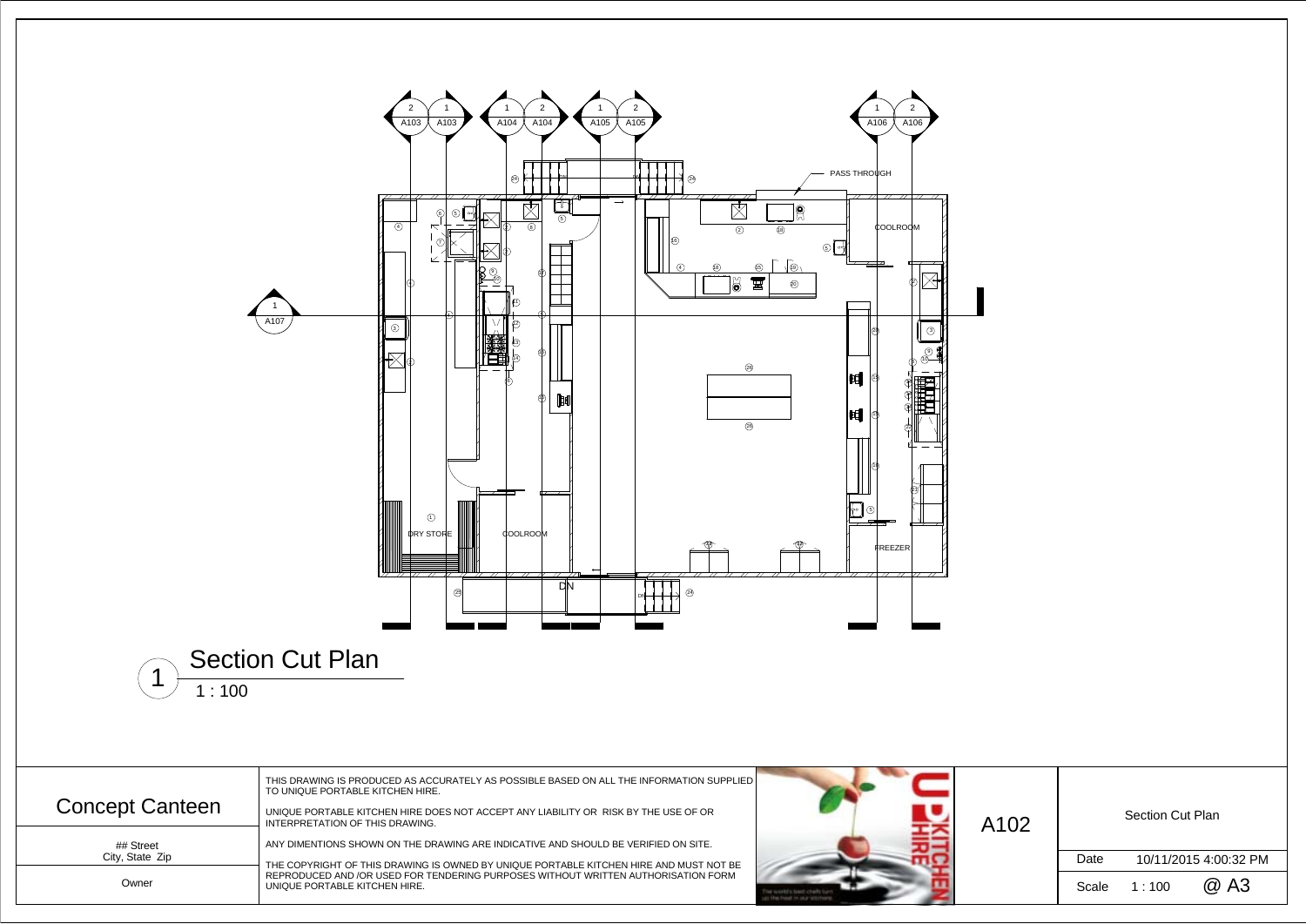PASS THROUGH

COOLROOM

DRY STORE

COOLROOM

FREEZER

DN

# Section Cut Plan

1 : 100

| Concept Canteen | THIS DRAWING IS PRODUCED AS ACCURATELY AS POSSIBLE BASED ON ALL THE INFORMATION SUPPLIED TO UNIQUE PORTABLE KITCHEN HIRE. | A102 | Section Cut Plan |
|---|---|---|---|
| ## Street<br>City, State Zip | UNIQUE PORTABLE KITCHEN HIRE DOES NOT ACCEPT ANY LIABILITY OR RISK BY THE USE OF OR INTERPRETATION OF THIS DRAWING. | | Date 10/11/2015 4:00:32 PM |
| Owner | ANY DIMENTIONS SHOWN ON THE DRAWING ARE INDICATIVE AND SHOULD BE VERIFIED ON SITE. | | Scale 1 : 100 @ A3 |
| | THE COPYRIGHT OF THIS DRAWING IS OWNED BY UNIQUE PORTABLE KITCHEN HIRE AND MUST NOT BE REPRODUCED AND /OR USED FOR TENDERING PURPOSES WITHOUT WRITTEN AUTHORISATION FORM UNIQUE PORTABLE KITCHEN HIRE. | | |

UPKITCHEN HIRE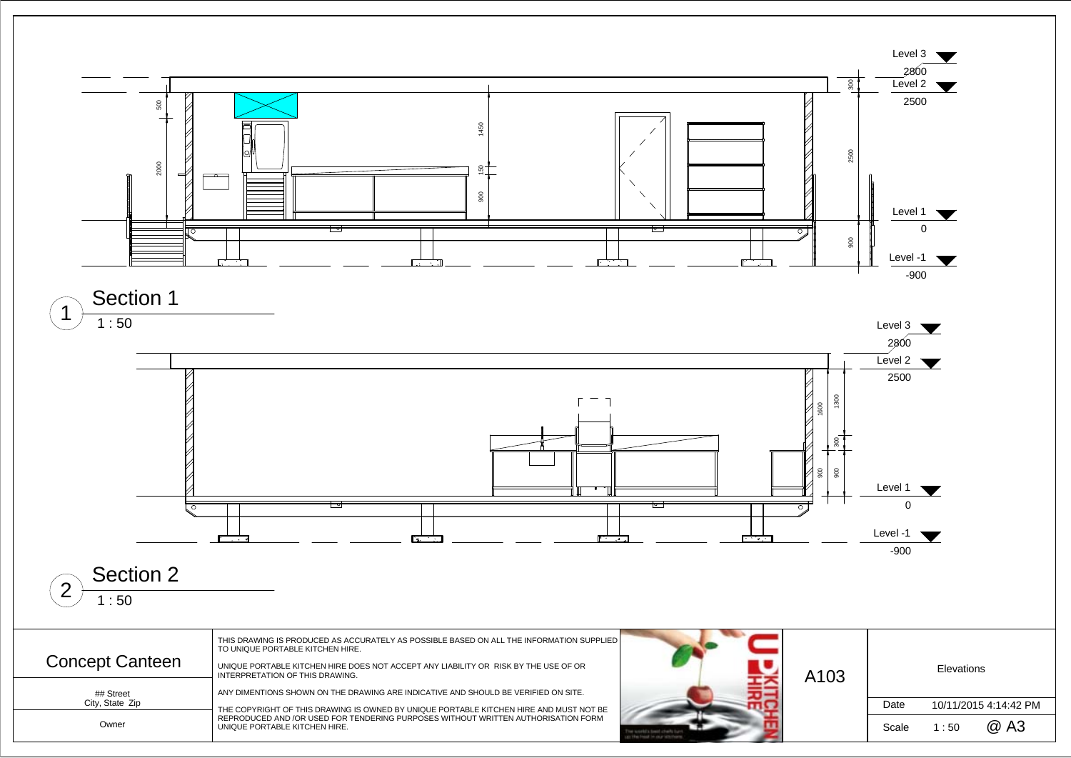Level 3

2800

Level 2

2500

Level 1

0

Level -1

-900

500 2000 1450 150 900 300 2500 900

## Section 1

1 : 50

Level 3

2800

Level 2

2500

Level 1

0

Level -1

-900

1600 1300 300 900 900

## Section 2

1 : 50

| Concept Canteen | THIS DRAWING IS PRODUCED AS ACCURATELY AS POSSIBLE BASED ON ALL THE INFORMATION SUPPLIED TO UNIQUE PORTABLE KITCHEN HIRE. UNIQUE PORTABLE KITCHEN HIRE DOES NOT ACCEPT ANY LIABILITY OR RISK BY THE USE OF OR INTERPRETATION OF THIS DRAWING. ANY DIMENTIONS SHOWN ON THE DRAWING ARE INDICATIVE AND SHOULD BE VERIFIED ON SITE. THE COPYRIGHT OF THIS DRAWING IS OWNED BY UNIQUE PORTABLE KITCHEN HIRE AND MUST NOT BE REPRODUCED AND /OR USED FOR TENDERING PURPOSES WITHOUT WRITTEN AUTHORISATION FORM UNIQUE PORTABLE KITCHEN HIRE. | A103 | Elevations |
|---|---|---|---|
| ## Street City, State Zip | | | Date 10/11/2015 4:14:42 PM |
| Owner | | | Scale 1 : 50 @ A3 |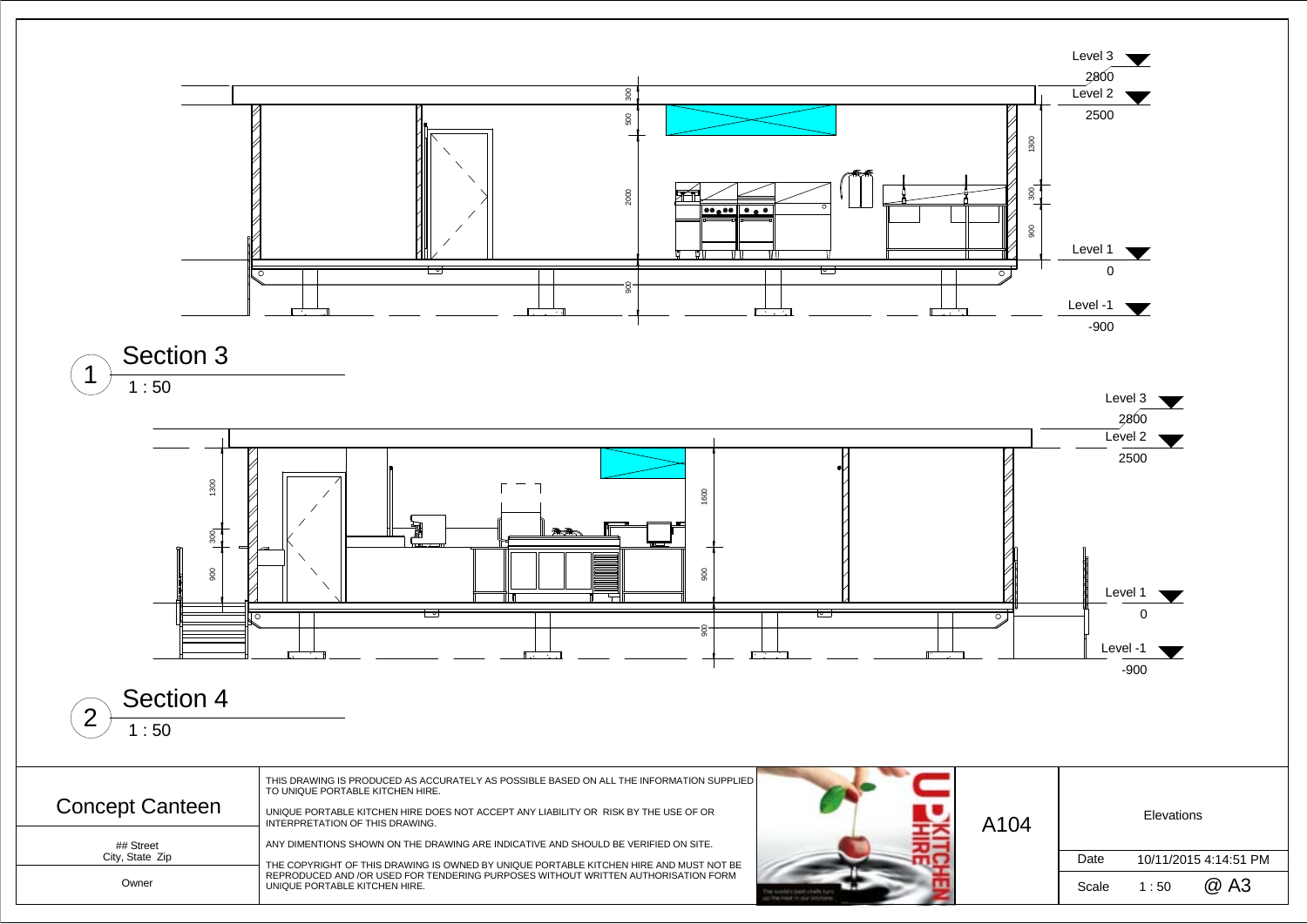Level 3

2800

Level 2

2500

Level 1

0

Level -1

-900

## 1 Section 3

1 : 50

Level 3

2800

Level 2

2500

Level 1

0

Level -1

-900

## 2 Section 4

1 : 50

| | | | |
|---|---|---|---|
| Concept Canteen | THIS DRAWING IS PRODUCED AS ACCURATELY AS POSSIBLE BASED ON ALL THE INFORMATION SUPPLIED TO UNIQUE PORTABLE KITCHEN HIRE.<br><br>UNIQUE PORTABLE KITCHEN HIRE DOES NOT ACCEPT ANY LIABILITY OR RISK BY THE USE OF OR INTERPRETATION OF THIS DRAWING.<br><br>ANY DIMENTIONS SHOWN ON THE DRAWING ARE INDICATIVE AND SHOULD BE VERIFIED ON SITE.<br><br>THE COPYRIGHT OF THIS DRAWING IS OWNED BY UNIQUE PORTABLE KITCHEN HIRE AND MUST NOT BE REPRODUCED AND /OR USED FOR TENDERING PURPOSES WITHOUT WRITTEN AUTHORISATION FORM UNIQUE PORTABLE KITCHEN HIRE. | A104 | Elevations |
| ## Street<br>City, State Zip | | | Date: 10/11/2015 4:14:51 PM |
| Owner | | | Scale: 1 : 50 @ A3 |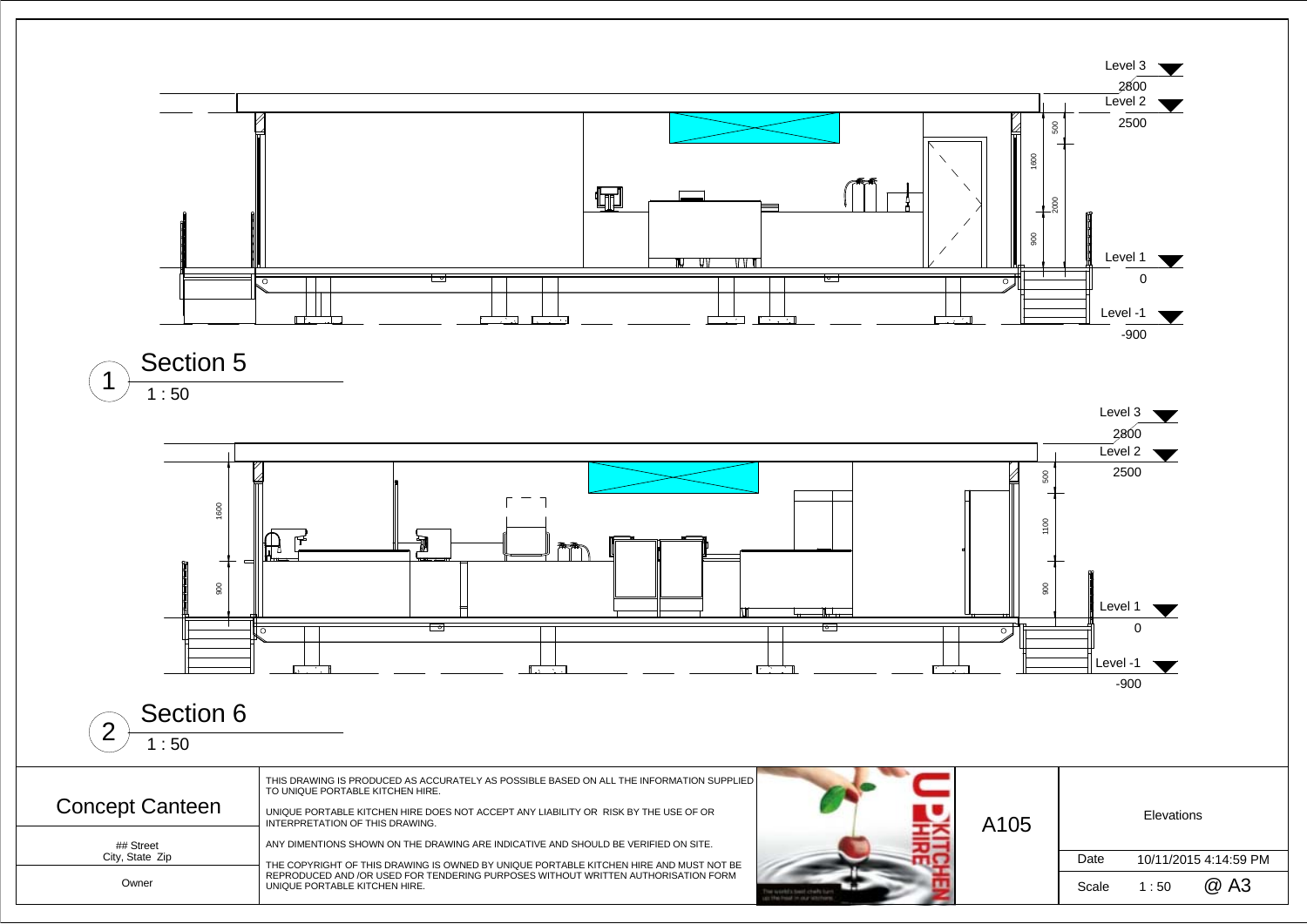Level 3
2800
Level 2
2500

Level 1
0
Level -1
-900

500
1600
2000
900

## 1 Section 5
1 : 50

Level 3
2800
Level 2
2500

Level 1
0
Level -1
-900

1600
900
500
1100
900

## 2 Section 6
1 : 50

| Concept Canteen | THIS DRAWING IS PRODUCED AS ACCURATELY AS POSSIBLE BASED ON ALL THE INFORMATION SUPPLIED TO UNIQUE PORTABLE KITCHEN HIRE. UNIQUE PORTABLE KITCHEN HIRE DOES NOT ACCEPT ANY LIABILITY OR RISK BY THE USE OF OR INTERPRETATION OF THIS DRAWING. ANY DIMENTIONS SHOWN ON THE DRAWING ARE INDICATIVE AND SHOULD BE VERIFIED ON SITE. THE COPYRIGHT OF THIS DRAWING IS OWNED BY UNIQUE PORTABLE KITCHEN HIRE AND MUST NOT BE REPRODUCED AND /OR USED FOR TENDERING PURPOSES WITHOUT WRITTEN AUTHORISATION FORM UNIQUE PORTABLE KITCHEN HIRE. | UNIQUE KITCHEN HIRE | A105 | Elevations |
|---|---|---|---|---|
| ## Street City, State Zip | | | | Date 10/11/2015 4:14:59 PM |
| Owner | | | | Scale 1 : 50 @ A3 |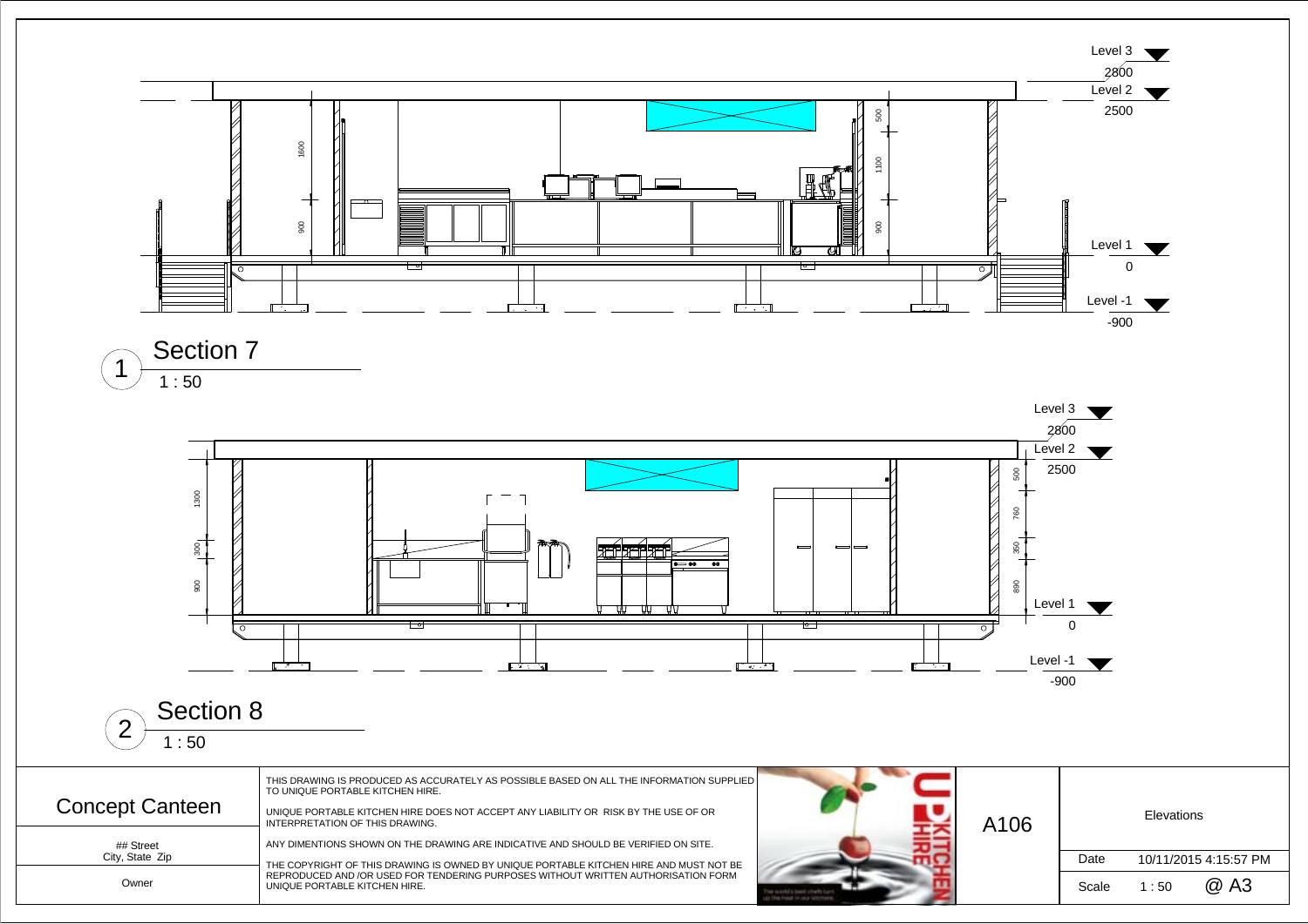Level 3

2800

Level 2

2500

Level 1

0

Level -1

-900

1600

900

500

1100

900

## 1 Section 7

1 : 50

Level 3

2800

Level 2

2500

Level 1

0

Level -1

-900

1300

300

900

500

760

350

890

## 2 Section 8

1 : 50

| Concept Canteen | THIS DRAWING IS PRODUCED AS ACCURATELY AS POSSIBLE BASED ON ALL THE INFORMATION SUPPLIED TO UNIQUE PORTABLE KITCHEN HIRE. UNIQUE PORTABLE KITCHEN HIRE DOES NOT ACCEPT ANY LIABILITY OR RISK BY THE USE OF OR INTERPRETATION OF THIS DRAWING. ANY DIMENTIONS SHOWN ON THE DRAWING ARE INDICATIVE AND SHOULD BE VERIFIED ON SITE. THE COPYRIGHT OF THIS DRAWING IS OWNED BY UNIQUE PORTABLE KITCHEN HIRE AND MUST NOT BE REPRODUCED AND /OR USED FOR TENDERING PURPOSES WITHOUT WRITTEN AUTHORISATION FORM UNIQUE PORTABLE KITCHEN HIRE. | UNIQUE KITCHEN HIRE | A106 | Elevations |
|---|---|---|---|---|
| ## Street City, State Zip | | | | Date 10/11/2015 4:15:57 PM |
| Owner | | | | Scale 1 : 50 @ A3 |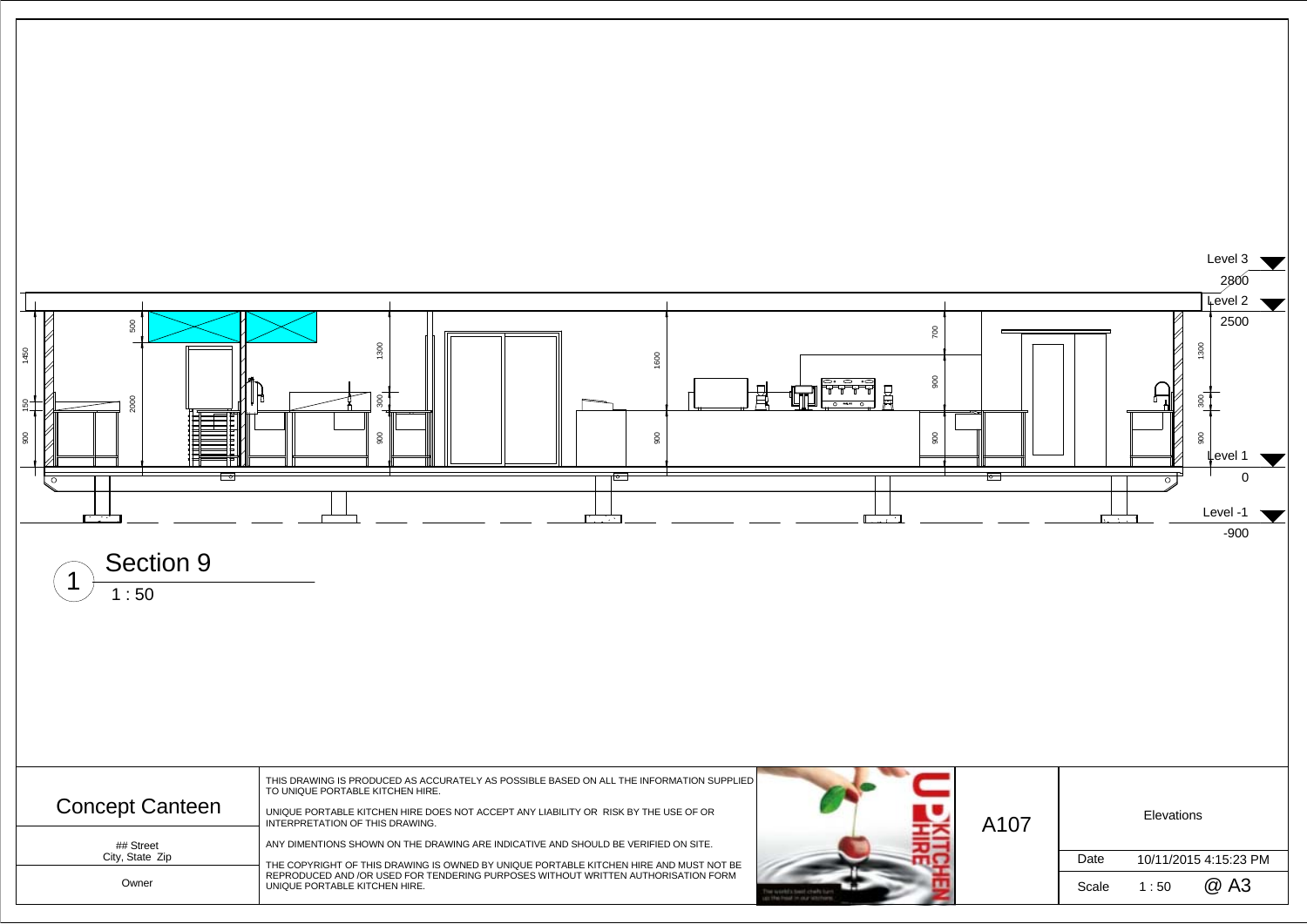Level 3
2800
Level 2
2500
Level 1
0
Level -1
-900

500
1450
150
2000
900
1300
300
900
1600
900
700
900
900
1300
300
900

1 Section 9
1 : 50

| | | | |
|---|---|---|---|
| Concept Canteen | THIS DRAWING IS PRODUCED AS ACCURATELY AS POSSIBLE BASED ON ALL THE INFORMATION SUPPLIED TO UNIQUE PORTABLE KITCHEN HIRE.<br><br>UNIQUE PORTABLE KITCHEN HIRE DOES NOT ACCEPT ANY LIABILITY OR RISK BY THE USE OF OR INTERPRETATION OF THIS DRAWING.<br><br>ANY DIMENTIONS SHOWN ON THE DRAWING ARE INDICATIVE AND SHOULD BE VERIFIED ON SITE.<br><br>THE COPYRIGHT OF THIS DRAWING IS OWNED BY UNIQUE PORTABLE KITCHEN HIRE AND MUST NOT BE REPRODUCED AND /OR USED FOR TENDERING PURPOSES WITHOUT WRITTEN AUTHORISATION FORM UNIQUE PORTABLE KITCHEN HIRE. | A107 | Elevations |
| ## Street<br>City, State Zip | | | Date 10/11/2015 4:15:23 PM |
| Owner | | | Scale 1 : 50 @ A3 |